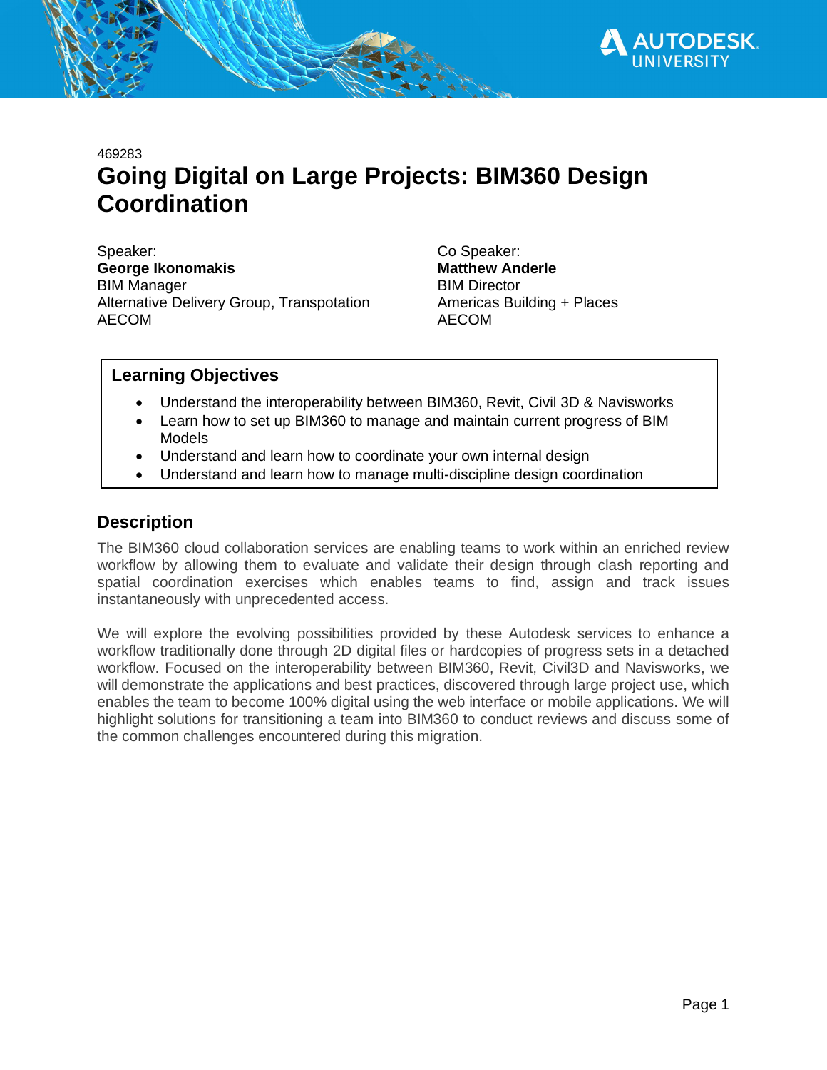469283

# Going Digital on Large Projects: BIM360 Design Coordination

Speaker:
**George Ikonomakis**
BIM Manager
Alternative Delivery Group, Transpotation
AECOM

Co Speaker:
**Matthew Anderle**
BIM Director
Americas Building + Places
AECOM

## Learning Objectives

- Understand the interoperability between BIM360, Revit, Civil 3D & Navisworks
- Learn how to set up BIM360 to manage and maintain current progress of BIM Models
- Understand and learn how to coordinate your own internal design
- Understand and learn how to manage multi-discipline design coordination

## Description

The BIM360 cloud collaboration services are enabling teams to work within an enriched review workflow by allowing them to evaluate and validate their design through clash reporting and spatial coordination exercises which enables teams to find, assign and track issues instantaneously with unprecedented access.

We will explore the evolving possibilities provided by these Autodesk services to enhance a workflow traditionally done through 2D digital files or hardcopies of progress sets in a detached workflow. Focused on the interoperability between BIM360, Revit, Civil3D and Navisworks, we will demonstrate the applications and best practices, discovered through large project use, which enables the team to become 100% digital using the web interface or mobile applications. We will highlight solutions for transitioning a team into BIM360 to conduct reviews and discuss some of the common challenges encountered during this migration.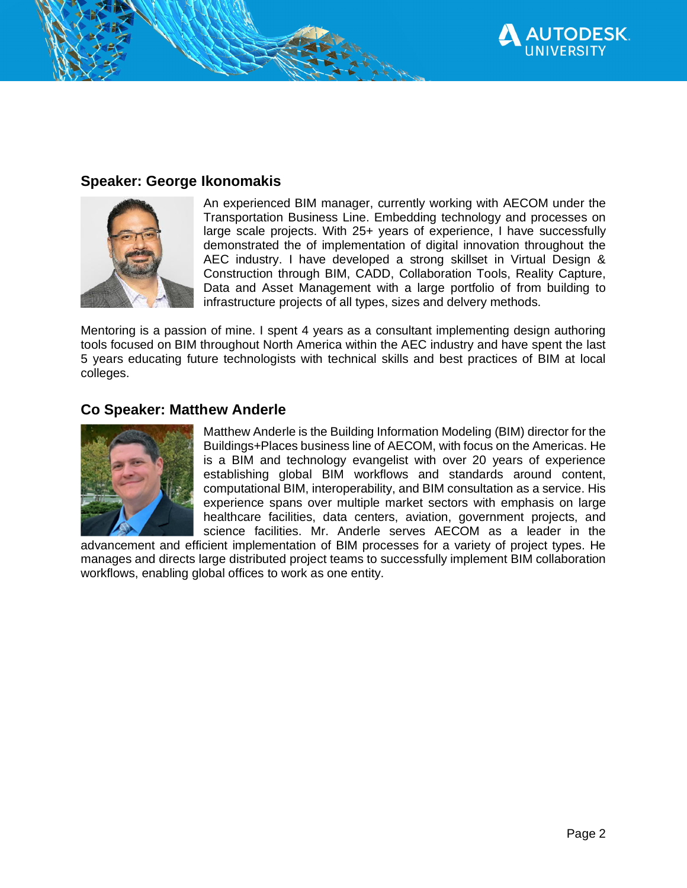## Speaker: George Ikonomakis

An experienced BIM manager, currently working with AECOM under the Transportation Business Line. Embedding technology and processes on large scale projects. With 25+ years of experience, I have successfully demonstrated the of implementation of digital innovation throughout the AEC industry. I have developed a strong skillset in Virtual Design & Construction through BIM, CADD, Collaboration Tools, Reality Capture, Data and Asset Management with a large portfolio of from building to infrastructure projects of all types, sizes and delvery methods.

Mentoring is a passion of mine. I spent 4 years as a consultant implementing design authoring tools focused on BIM throughout North America within the AEC industry and have spent the last 5 years educating future technologists with technical skills and best practices of BIM at local colleges.

## Co Speaker: Matthew Anderle

Matthew Anderle is the Building Information Modeling (BIM) director for the Buildings+Places business line of AECOM, with focus on the Americas. He is a BIM and technology evangelist with over 20 years of experience establishing global BIM workflows and standards around content, computational BIM, interoperability, and BIM consultation as a service. His experience spans over multiple market sectors with emphasis on large healthcare facilities, data centers, aviation, government projects, and science facilities. Mr. Anderle serves AECOM as a leader in the advancement and efficient implementation of BIM processes for a variety of project types. He manages and directs large distributed project teams to successfully implement BIM collaboration workflows, enabling global offices to work as one entity.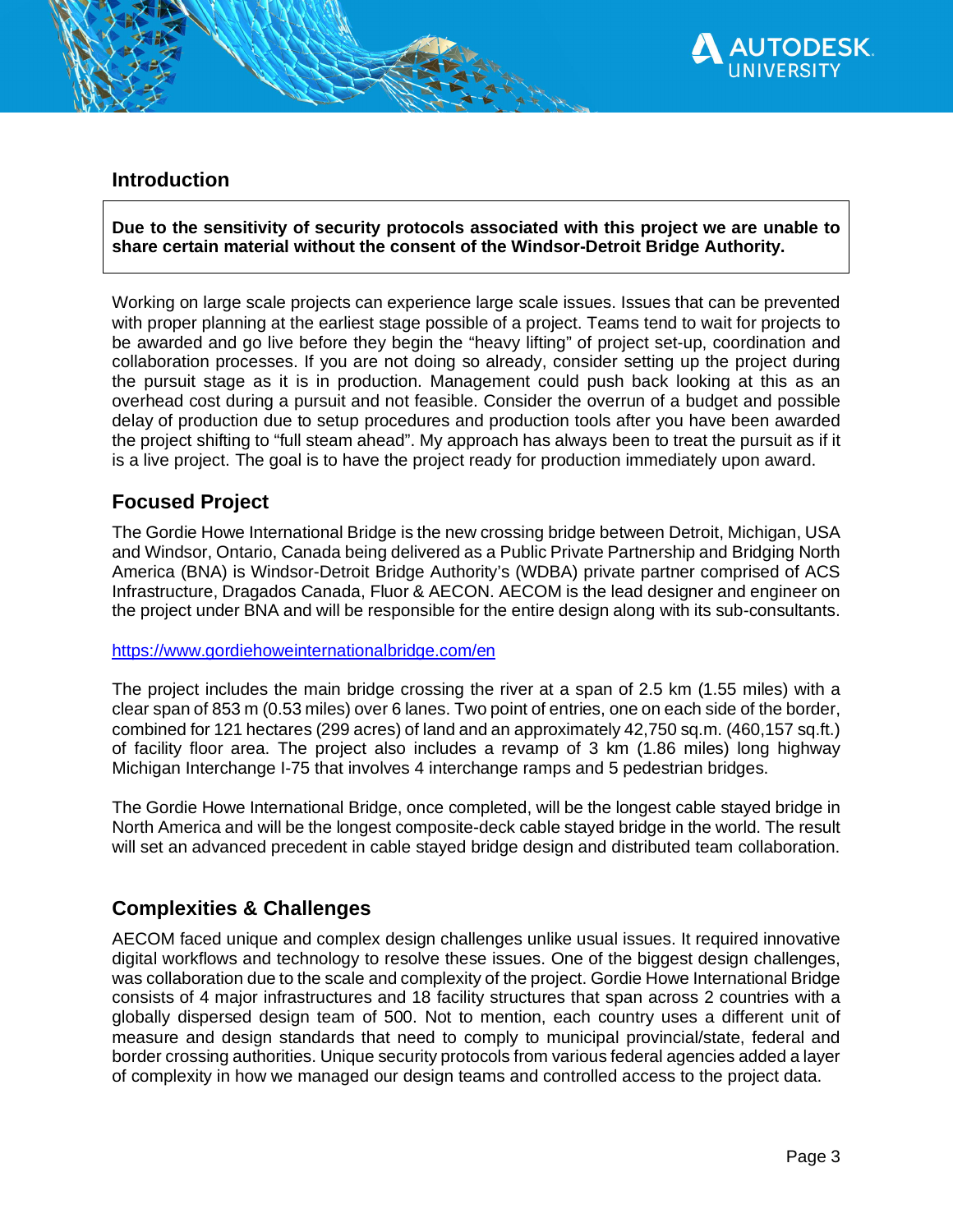## Introduction

**Due to the sensitivity of security protocols associated with this project we are unable to share certain material without the consent of the Windsor-Detroit Bridge Authority.**

Working on large scale projects can experience large scale issues. Issues that can be prevented with proper planning at the earliest stage possible of a project. Teams tend to wait for projects to be awarded and go live before they begin the "heavy lifting" of project set-up, coordination and collaboration processes. If you are not doing so already, consider setting up the project during the pursuit stage as it is in production. Management could push back looking at this as an overhead cost during a pursuit and not feasible. Consider the overrun of a budget and possible delay of production due to setup procedures and production tools after you have been awarded the project shifting to "full steam ahead". My approach has always been to treat the pursuit as if it is a live project. The goal is to have the project ready for production immediately upon award.

## Focused Project

The Gordie Howe International Bridge is the new crossing bridge between Detroit, Michigan, USA and Windsor, Ontario, Canada being delivered as a Public Private Partnership and Bridging North America (BNA) is Windsor-Detroit Bridge Authority's (WDBA) private partner comprised of ACS Infrastructure, Dragados Canada, Fluor & AECON. AECOM is the lead designer and engineer on the project under BNA and will be responsible for the entire design along with its sub-consultants.

https://www.gordiehoweinternationalbridge.com/en

The project includes the main bridge crossing the river at a span of 2.5 km (1.55 miles) with a clear span of 853 m (0.53 miles) over 6 lanes. Two point of entries, one on each side of the border, combined for 121 hectares (299 acres) of land and an approximately 42,750 sq.m. (460,157 sq.ft.) of facility floor area. The project also includes a revamp of 3 km (1.86 miles) long highway Michigan Interchange I-75 that involves 4 interchange ramps and 5 pedestrian bridges.

The Gordie Howe International Bridge, once completed, will be the longest cable stayed bridge in North America and will be the longest composite-deck cable stayed bridge in the world. The result will set an advanced precedent in cable stayed bridge design and distributed team collaboration.

## Complexities & Challenges

AECOM faced unique and complex design challenges unlike usual issues. It required innovative digital workflows and technology to resolve these issues. One of the biggest design challenges, was collaboration due to the scale and complexity of the project. Gordie Howe International Bridge consists of 4 major infrastructures and 18 facility structures that span across 2 countries with a globally dispersed design team of 500. Not to mention, each country uses a different unit of measure and design standards that need to comply to municipal provincial/state, federal and border crossing authorities. Unique security protocols from various federal agencies added a layer of complexity in how we managed our design teams and controlled access to the project data.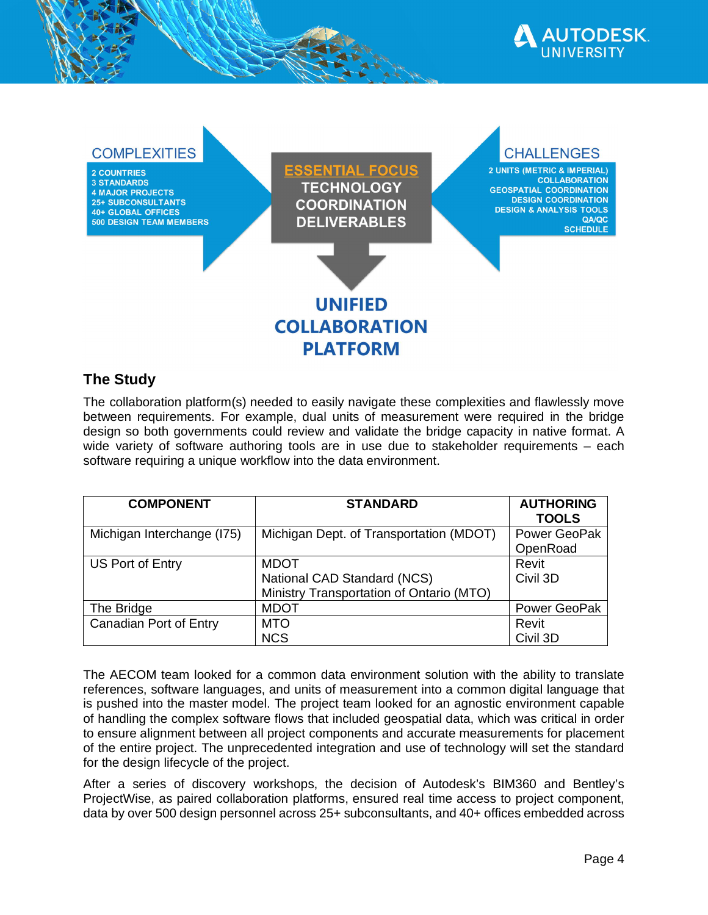COMPLEXITIES

2 COUNTRIES
3 STANDARDS
4 MAJOR PROJECTS
25+ SUBCONSULTANTS
40+ GLOBAL OFFICES
500 DESIGN TEAM MEMBERS

ESSENTIAL FOCUS
TECHNOLOGY
COORDINATION
DELIVERABLES

CHALLENGES

2 UNITS (METRIC & IMPERIAL)
COLLABORATION
GEOSPATIAL COORDINATION
DESIGN COORDINATION
DESIGN & ANALYSIS TOOLS
QA/QC
SCHEDULE

UNIFIED COLLABORATION PLATFORM

## The Study

The collaboration platform(s) needed to easily navigate these complexities and flawlessly move between requirements. For example, dual units of measurement were required in the bridge design so both governments could review and validate the bridge capacity in native format. A wide variety of software authoring tools are in use due to stakeholder requirements – each software requiring a unique workflow into the data environment.

| COMPONENT | STANDARD | AUTHORING TOOLS |
|---|---|---|
| Michigan Interchange (I75) | Michigan Dept. of Transportation (MDOT) | Power GeoPak<br>OpenRoad |
| US Port of Entry | MDOT<br>National CAD Standard (NCS)<br>Ministry Transportation of Ontario (MTO) | Revit<br>Civil 3D |
| The Bridge | MDOT | Power GeoPak |
| Canadian Port of Entry | MTO<br>NCS | Revit<br>Civil 3D |

The AECOM team looked for a common data environment solution with the ability to translate references, software languages, and units of measurement into a common digital language that is pushed into the master model. The project team looked for an agnostic environment capable of handling the complex software flows that included geospatial data, which was critical in order to ensure alignment between all project components and accurate measurements for placement of the entire project. The unprecedented integration and use of technology will set the standard for the design lifecycle of the project.

After a series of discovery workshops, the decision of Autodesk's BIM360 and Bentley's ProjectWise, as paired collaboration platforms, ensured real time access to project component, data by over 500 design personnel across 25+ subconsultants, and 40+ offices embedded across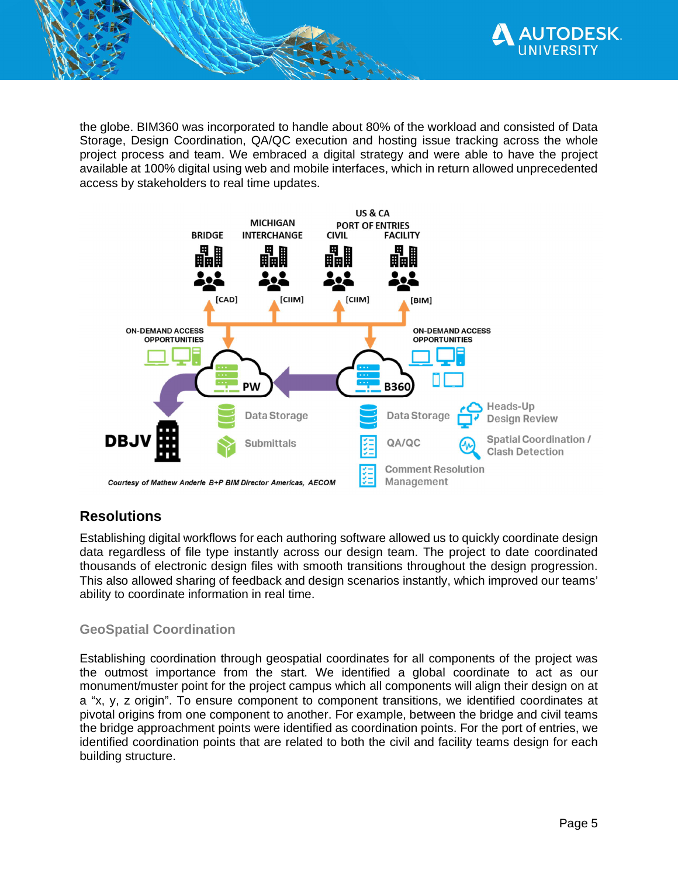the globe. BIM360 was incorporated to handle about 80% of the workload and consisted of Data Storage, Design Coordination, QA/QC execution and hosting issue tracking across the whole project process and team. We embraced a digital strategy and were able to have the project available at 100% digital using web and mobile interfaces, which in return allowed unprecedented access by stakeholders to real time updates.

Courtesy of Mathew Anderle B+P BIM Director Americas, AECOM

## Resolutions

Establishing digital workflows for each authoring software allowed us to quickly coordinate design data regardless of file type instantly across our design team. The project to date coordinated thousands of electronic design files with smooth transitions throughout the design progression. This also allowed sharing of feedback and design scenarios instantly, which improved our teams' ability to coordinate information in real time.

### GeoSpatial Coordination

Establishing coordination through geospatial coordinates for all components of the project was the outmost importance from the start. We identified a global coordinate to act as our monument/muster point for the project campus which all components will align their design on at a "x, y, z origin". To ensure component to component transitions, we identified coordinates at pivotal origins from one component to another. For example, between the bridge and civil teams the bridge approachment points were identified as coordination points. For the port of entries, we identified coordination points that are related to both the civil and facility teams design for each building structure.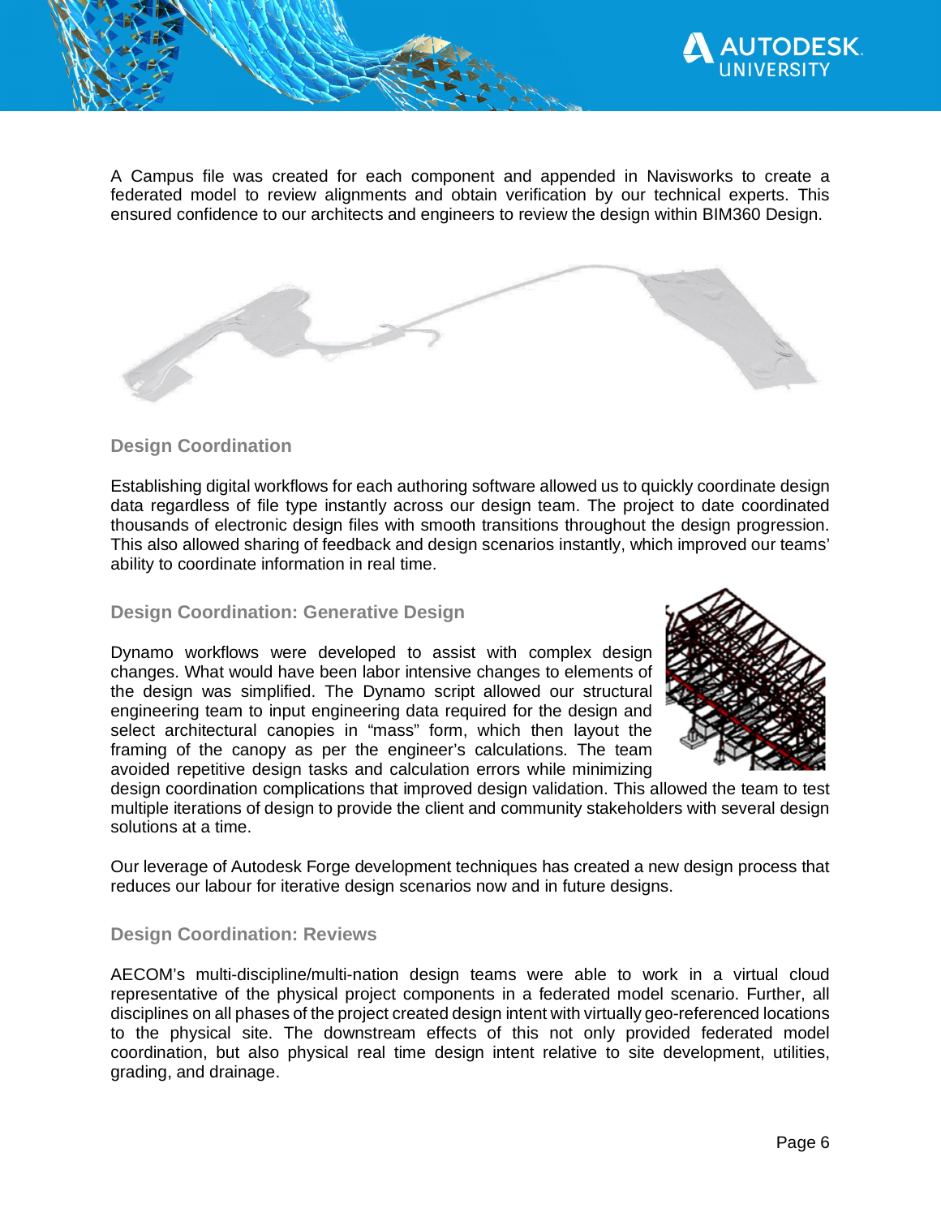A Campus file was created for each component and appended in Navisworks to create a federated model to review alignments and obtain verification by our technical experts. This ensured confidence to our architects and engineers to review the design within BIM360 Design.

## Design Coordination

Establishing digital workflows for each authoring software allowed us to quickly coordinate design data regardless of file type instantly across our design team. The project to date coordinated thousands of electronic design files with smooth transitions throughout the design progression. This also allowed sharing of feedback and design scenarios instantly, which improved our teams' ability to coordinate information in real time.

## Design Coordination: Generative Design

Dynamo workflows were developed to assist with complex design changes. What would have been labor intensive changes to elements of the design was simplified. The Dynamo script allowed our structural engineering team to input engineering data required for the design and select architectural canopies in "mass" form, which then layout the framing of the canopy as per the engineer's calculations. The team avoided repetitive design tasks and calculation errors while minimizing design coordination complications that improved design validation. This allowed the team to test multiple iterations of design to provide the client and community stakeholders with several design solutions at a time.

Our leverage of Autodesk Forge development techniques has created a new design process that reduces our labour for iterative design scenarios now and in future designs.

## Design Coordination: Reviews

AECOM's multi-discipline/multi-nation design teams were able to work in a virtual cloud representative of the physical project components in a federated model scenario. Further, all disciplines on all phases of the project created design intent with virtually geo-referenced locations to the physical site. The downstream effects of this not only provided federated model coordination, but also physical real time design intent relative to site development, utilities, grading, and drainage.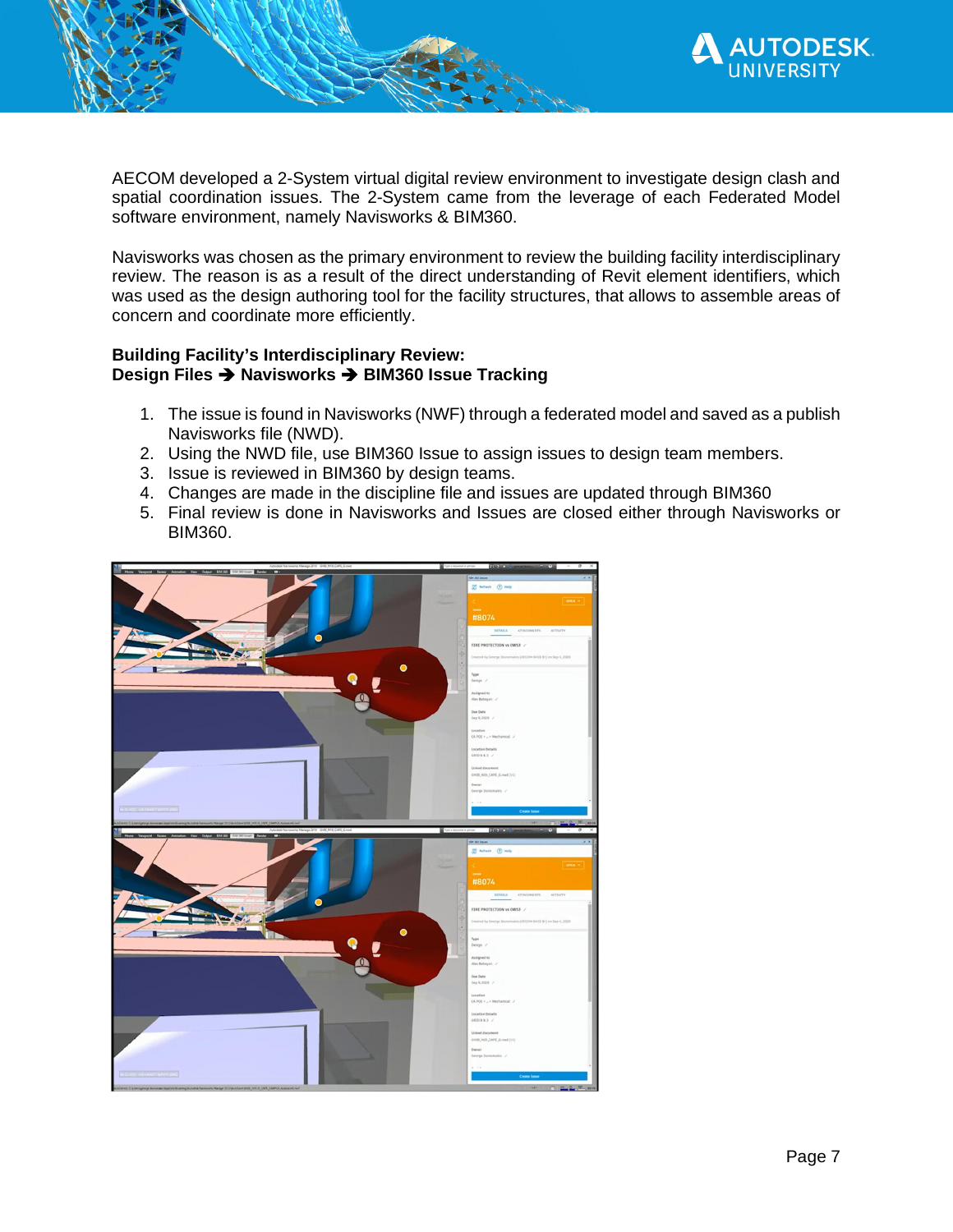AECOM developed a 2-System virtual digital review environment to investigate design clash and spatial coordination issues. The 2-System came from the leverage of each Federated Model software environment, namely Navisworks & BIM360.

Navisworks was chosen as the primary environment to review the building facility interdisciplinary review. The reason is as a result of the direct understanding of Revit element identifiers, which was used as the design authoring tool for the facility structures, that allows to assemble areas of concern and coordinate more efficiently.

**Building Facility's Interdisciplinary Review:**
**Design Files ➔ Navisworks ➔ BIM360 Issue Tracking**

1. The issue is found in Navisworks (NWF) through a federated model and saved as a publish Navisworks file (NWD).
2. Using the NWD file, use BIM360 Issue to assign issues to design team members.
3. Issue is reviewed in BIM360 by design teams.
4. Changes are made in the discipline file and issues are updated through BIM360
5. Final review is done in Navisworks and Issues are closed either through Navisworks or BIM360.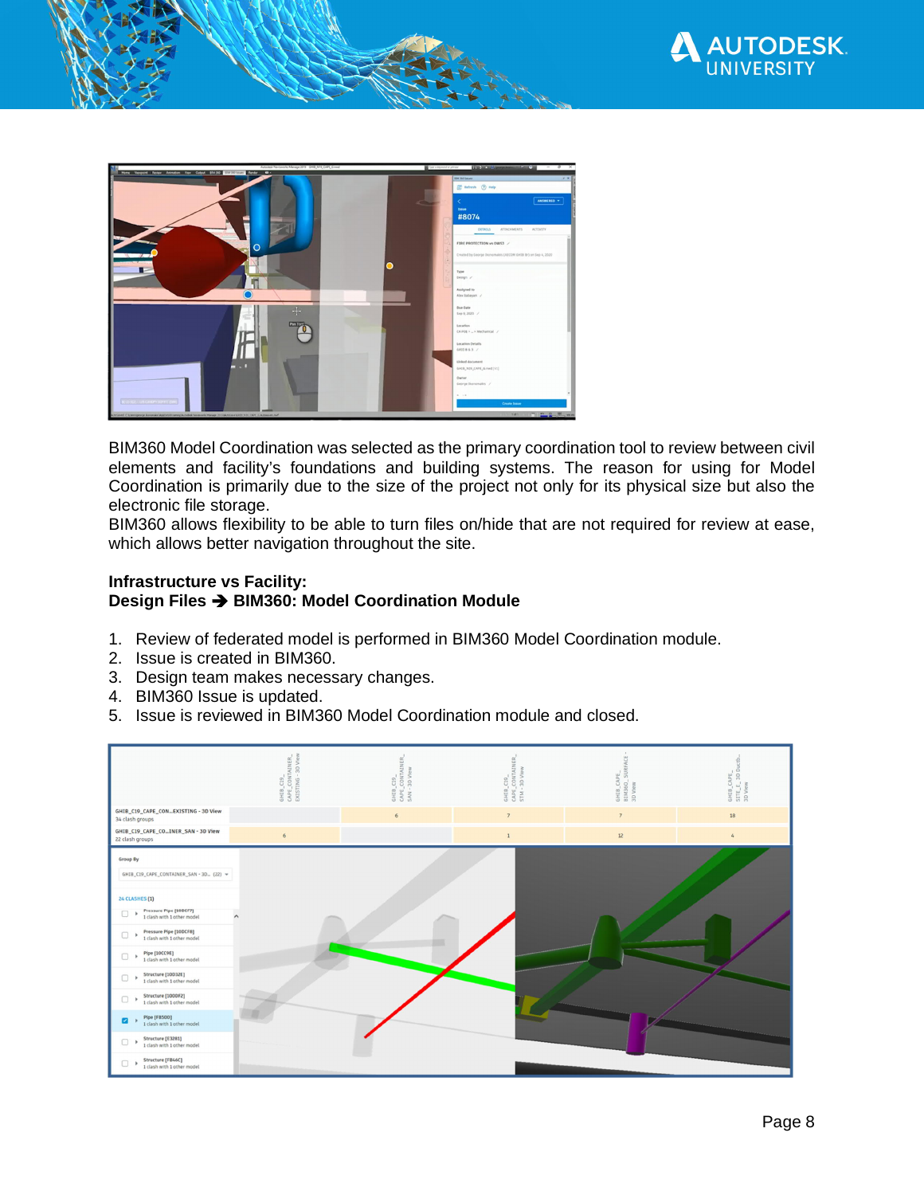BIM360 Model Coordination was selected as the primary coordination tool to review between civil elements and facility's foundations and building systems. The reason for using for Model Coordination is primarily due to the size of the project not only for its physical size but also the electronic file storage.
BIM360 allows flexibility to be able to turn files on/hide that are not required for review at ease, which allows better navigation throughout the site.

**Infrastructure vs Facility:**
**Design Files ➔ BIM360: Model Coordination Module**

1. Review of federated model is performed in BIM360 Model Coordination module.
2. Issue is created in BIM360.
3. Design team makes necessary changes.
4. BIM360 Issue is updated.
5. Issue is reviewed in BIM360 Model Coordination module and closed.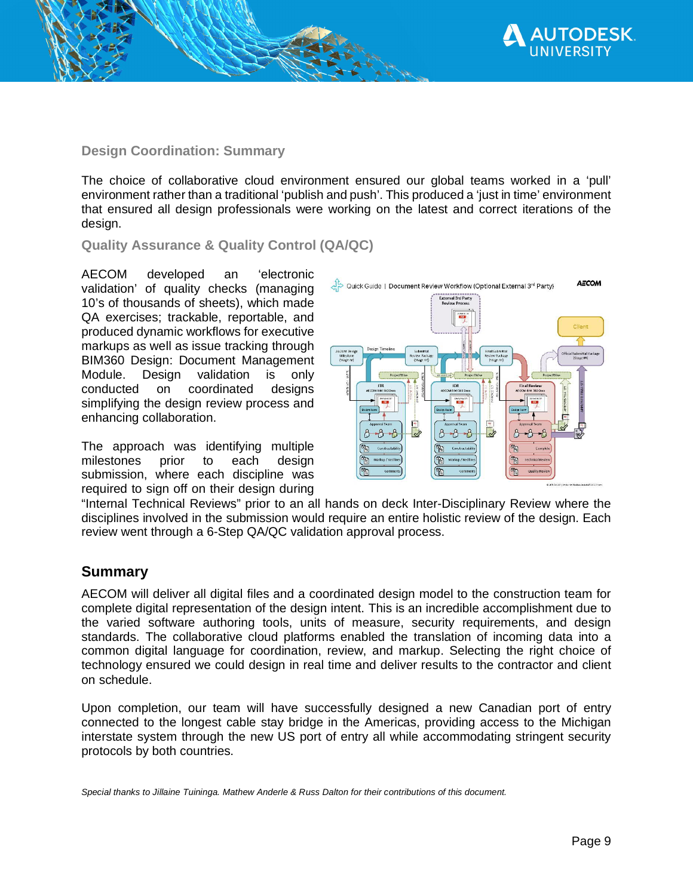### Design Coordination: Summary

The choice of collaborative cloud environment ensured our global teams worked in a 'pull' environment rather than a traditional 'publish and push'. This produced a 'just in time' environment that ensured all design professionals were working on the latest and correct iterations of the design.

### Quality Assurance & Quality Control (QA/QC)

AECOM developed an 'electronic validation' of quality checks (managing 10's of thousands of sheets), which made QA exercises; trackable, reportable, and produced dynamic workflows for executive markups as well as issue tracking through BIM360 Design: Document Management Module. Design validation is only conducted on coordinated designs simplifying the design review process and enhancing collaboration.

The approach was identifying multiple milestones prior to each design submission, where each discipline was required to sign off on their design during "Internal Technical Reviews" prior to an all hands on deck Inter-Disciplinary Review where the disciplines involved in the submission would require an entire holistic review of the design. Each review went through a 6-Step QA/QC validation approval process.

## Summary

AECOM will deliver all digital files and a coordinated design model to the construction team for complete digital representation of the design intent. This is an incredible accomplishment due to the varied software authoring tools, units of measure, security requirements, and design standards. The collaborative cloud platforms enabled the translation of incoming data into a common digital language for coordination, review, and markup. Selecting the right choice of technology ensured we could design in real time and deliver results to the contractor and client on schedule.

Upon completion, our team will have successfully designed a new Canadian port of entry connected to the longest cable stay bridge in the Americas, providing access to the Michigan interstate system through the new US port of entry all while accommodating stringent security protocols by both countries.

*Special thanks to Jillaine Tuininga. Mathew Anderle & Russ Dalton for their contributions of this document.*